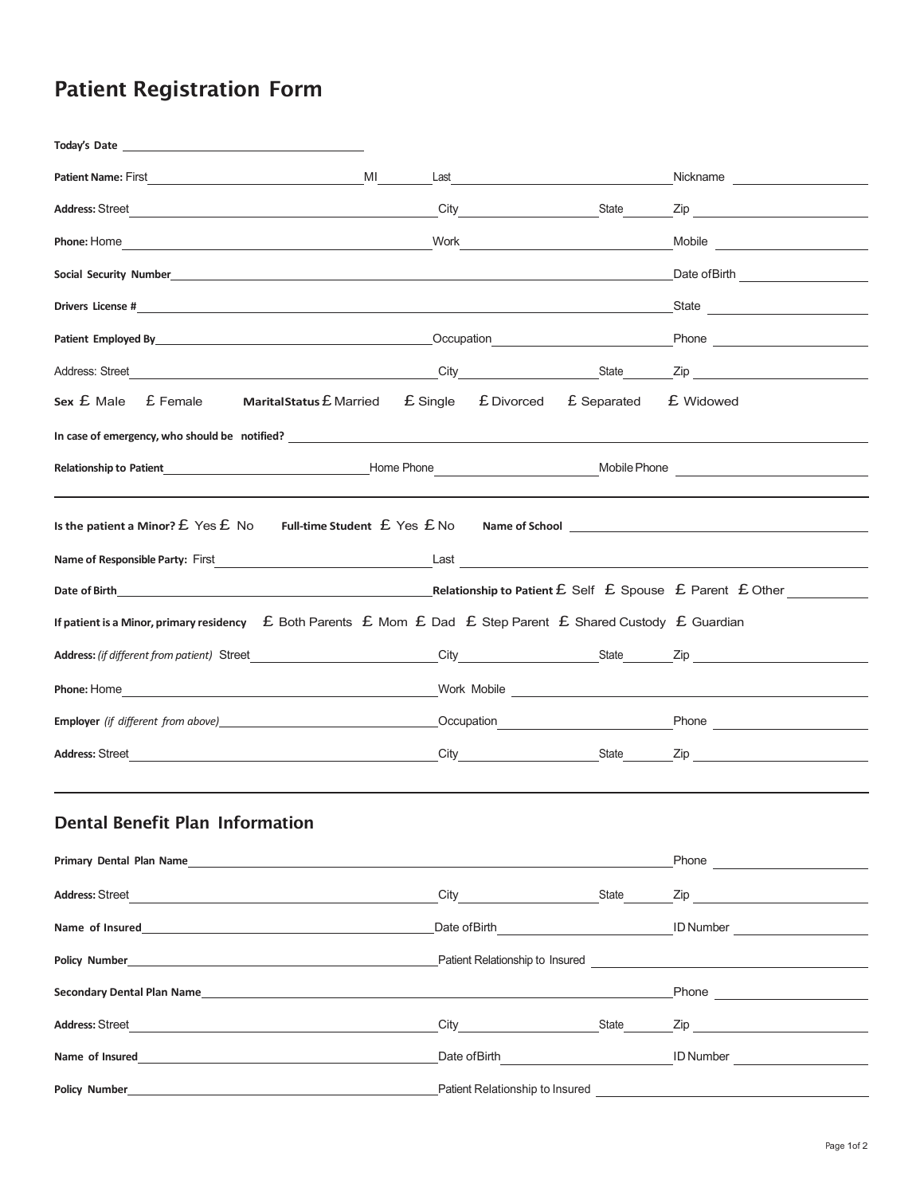# Patient Registration Form

**Today's Date** \_\_\_\_\_\_\_\_\_\_\_\_\_\_\_\_\_\_\_\_

**Patient Name:** First \_\_\_\_\_\_\_\_\_\_ MI \_\_\_\_ Last \_\_\_\_\_\_\_\_\_\_ Nickname \_\_\_\_\_\_\_\_\_\_

**Address:** Street \_\_\_\_\_\_\_\_\_\_ City \_\_\_\_\_\_\_\_\_\_ State \_\_\_\_ Zip \_\_\_\_\_\_\_\_\_\_

**Phone:** Home \_\_\_\_\_\_\_\_\_\_ Work \_\_\_\_\_\_\_\_\_\_ Mobile \_\_\_\_\_\_\_\_\_\_

**Social Security Number** \_\_\_\_\_\_\_\_\_\_ Date of Birth \_\_\_\_\_\_\_\_\_\_

**Drivers License #** \_\_\_\_\_\_\_\_\_\_ State \_\_\_\_\_\_\_\_\_\_

**Patient Employed By** \_\_\_\_\_\_\_\_\_\_ Occupation \_\_\_\_\_\_\_\_\_\_ Phone \_\_\_\_\_\_\_\_\_\_

Address: Street \_\_\_\_\_\_\_\_\_\_ City \_\_\_\_\_\_\_\_\_\_ State \_\_\_\_ Zip \_\_\_\_\_\_\_\_\_\_

**Sex** ☐ Male ☐ Female **Marital Status** ☐ Married ☐ Single ☐ Divorced ☐ Separated ☐ Widowed

**In case of emergency, who should be notified?** \_\_\_\_\_\_\_\_\_\_

**Relationship to Patient** \_\_\_\_\_\_\_\_\_\_ Home Phone \_\_\_\_\_\_\_\_\_\_ Mobile Phone \_\_\_\_\_\_\_\_\_\_

---

**Is the patient a Minor?** ☐ Yes ☐ No **Full-time Student** ☐ Yes ☐ No **Name of School** \_\_\_\_\_\_\_\_\_\_

**Name of Responsible Party:** First \_\_\_\_\_\_\_\_\_\_ Last \_\_\_\_\_\_\_\_\_\_

**Date of Birth** \_\_\_\_\_\_\_\_\_\_ **Relationship to Patient** ☐ Self ☐ Spouse ☐ Parent ☐ Other \_\_\_\_\_\_\_\_\_\_

**If patient is a Minor, primary residency** ☐ Both Parents ☐ Mom ☐ Dad ☐ Step Parent ☐ Shared Custody ☐ Guardian

**Address:** *(if different from patient)* Street \_\_\_\_\_\_\_\_\_\_ City \_\_\_\_\_\_\_\_\_\_ State \_\_\_\_ Zip \_\_\_\_\_\_\_\_\_\_

**Phone:** Home \_\_\_\_\_\_\_\_\_\_ Work Mobile \_\_\_\_\_\_\_\_\_\_

**Employer** *(if different from above)* \_\_\_\_\_\_\_\_\_\_ Occupation \_\_\_\_\_\_\_\_\_\_ Phone \_\_\_\_\_\_\_\_\_\_

**Address:** Street \_\_\_\_\_\_\_\_\_\_ City \_\_\_\_\_\_\_\_\_\_ State \_\_\_\_ Zip \_\_\_\_\_\_\_\_\_\_

---

## Dental Benefit Plan Information

**Primary Dental Plan Name** \_\_\_\_\_\_\_\_\_\_ Phone \_\_\_\_\_\_\_\_\_\_

**Address:** Street \_\_\_\_\_\_\_\_\_\_ City \_\_\_\_\_\_\_\_\_\_ State \_\_\_\_ Zip \_\_\_\_\_\_\_\_\_\_

**Name of Insured** \_\_\_\_\_\_\_\_\_\_ Date of Birth \_\_\_\_\_\_\_\_\_\_ ID Number \_\_\_\_\_\_\_\_\_\_

**Policy Number** \_\_\_\_\_\_\_\_\_\_ Patient Relationship to Insured \_\_\_\_\_\_\_\_\_\_

**Secondary Dental Plan Name** \_\_\_\_\_\_\_\_\_\_ Phone \_\_\_\_\_\_\_\_\_\_

**Address:** Street \_\_\_\_\_\_\_\_\_\_ City \_\_\_\_\_\_\_\_\_\_ State \_\_\_\_ Zip \_\_\_\_\_\_\_\_\_\_

**Name of Insured** \_\_\_\_\_\_\_\_\_\_ Date of Birth \_\_\_\_\_\_\_\_\_\_ ID Number \_\_\_\_\_\_\_\_\_\_

**Policy Number** \_\_\_\_\_\_\_\_\_\_ Patient Relationship to Insured \_\_\_\_\_\_\_\_\_\_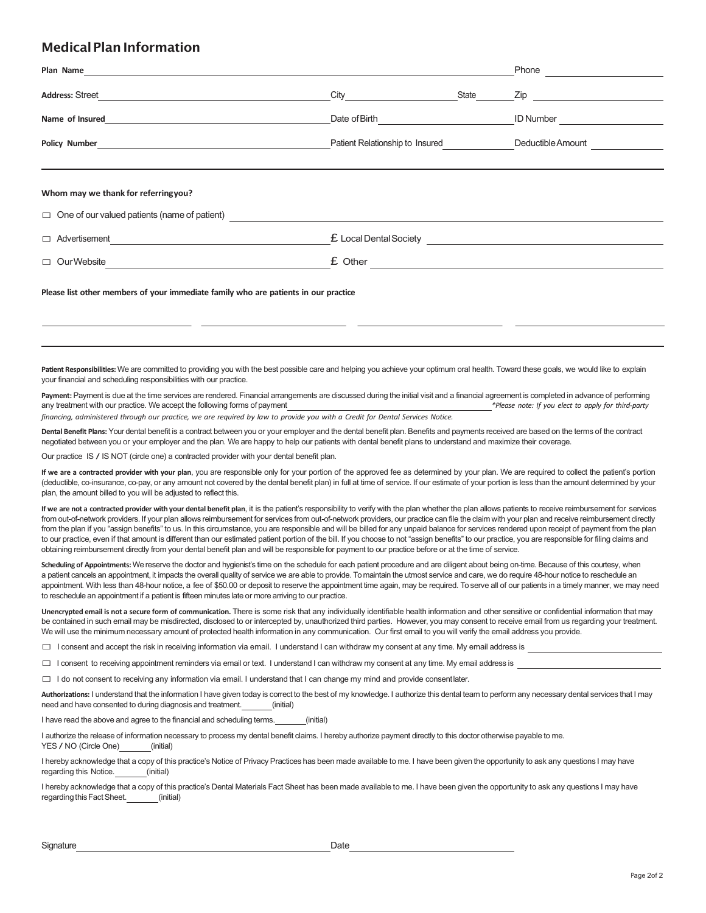## Medical Plan Information

Plan Name _______________ Phone _______________

**Address:** Street _______________ City _______________ State _______ Zip _______________

**Name of Insured** _______________ Date of Birth _______________ ID Number _______________

**Policy Number** _______________ Patient Relationship to Insured _______________ Deductible Amount _______________

**Whom may we thank for referring you?**

☐ One of our valued patients (name of patient) _______________

☐ Advertisement _______________ £ Local Dental Society _______________

☐ Our Website _______________ £ Other _______________

**Please list other members of your immediate family who are patients in our practice**

_______________ _______________ _______________ _______________

**Patient Responsibilities:** We are committed to providing you with the best possible care and helping you achieve your optimum oral health. Toward these goals, we would like to explain your financial and scheduling responsibilities with our practice.

**Payment:** Payment is due at the time services are rendered. Financial arrangements are discussed during the initial visit and a financial agreement is completed in advance of performing any treatment with our practice. We accept the following forms of payment _______________ *\*Please note: If you elect to apply for third-party financing, administered through our practice, we are required by law to provide you with a Credit for Dental Services Notice.*

**Dental Benefit Plans:** Your dental benefit is a contract between you or your employer and the dental benefit plan. Benefits and payments received are based on the terms of the contract negotiated between you or your employer and the plan. We are happy to help our patients with dental benefit plans to understand and maximize their coverage.

Our practice IS / IS NOT (circle one) a contracted provider with your dental benefit plan.

**If we are a contracted provider with your plan**, you are responsible only for your portion of the approved fee as determined by your plan. We are required to collect the patient's portion (deductible, co-insurance, co-pay, or any amount not covered by the dental benefit plan) in full at time of service. If our estimate of your portion is less than the amount determined by your plan, the amount billed to you will be adjusted to reflect this.

**If we are not a contracted provider with your dental benefit plan**, it is the patient's responsibility to verify with the plan whether the plan allows patients to receive reimbursement for services from out-of-network providers. If your plan allows reimbursement for services from out-of-network providers, our practice can file the claim with your plan and receive reimbursement directly from the plan if you "assign benefits" to us. In this circumstance, you are responsible and will be billed for any unpaid balance for services rendered upon receipt of payment from the plan to our practice, even if that amount is different than our estimated patient portion of the bill. If you choose to not "assign benefits" to our practice, you are responsible for filing claims and obtaining reimbursement directly from your dental benefit plan and will be responsible for payment to our practice before or at the time of service.

**Scheduling of Appointments:** We reserve the doctor and hygienist's time on the schedule for each patient procedure and are diligent about being on-time. Because of this courtesy, when a patient cancels an appointment, it impacts the overall quality of service we are able to provide. To maintain the utmost service and care, we do require 48-hour notice to reschedule an appointment. With less than 48-hour notice, a fee of $50.00 or deposit to reserve the appointment time again, may be required. To serve all of our patients in a timely manner, we may need to reschedule an appointment if a patient is fifteen minutes late or more arriving to our practice.

**Unencrypted email is not a secure form of communication.** There is some risk that any individually identifiable health information and other sensitive or confidential information that may be contained in such email may be misdirected, disclosed to or intercepted by, unauthorized third parties. However, you may consent to receive email from us regarding your treatment. We will use the minimum necessary amount of protected health information in any communication. Our first email to you will verify the email address you provide.

☐ I consent and accept the risk in receiving information via email. I understand I can withdraw my consent at any time. My email address is _______________

☐ I consent to receiving appointment reminders via email or text. I understand I can withdraw my consent at any time. My email address is _______________

☐ I do not consent to receiving any information via email. I understand that I can change my mind and provide consent later.

**Authorizations:** I understand that the information I have given today is correct to the best of my knowledge. I authorize this dental team to perform any necessary dental services that I may need and have consented to during diagnosis and treatment. _______ (initial)

I have read the above and agree to the financial and scheduling terms. _______ (initial)

I authorize the release of information necessary to process my dental benefit claims. I hereby authorize payment directly to this doctor otherwise payable to me.
YES / NO (Circle One) _______ (initial)

I hereby acknowledge that a copy of this practice's Notice of Privacy Practices has been made available to me. I have been given the opportunity to ask any questions I may have regarding this Notice. _______ (initial)

I hereby acknowledge that a copy of this practice's Dental Materials Fact Sheet has been made available to me. I have been given the opportunity to ask any questions I may have regarding this Fact Sheet. _______ (initial)

Signature _______________ Date _______________